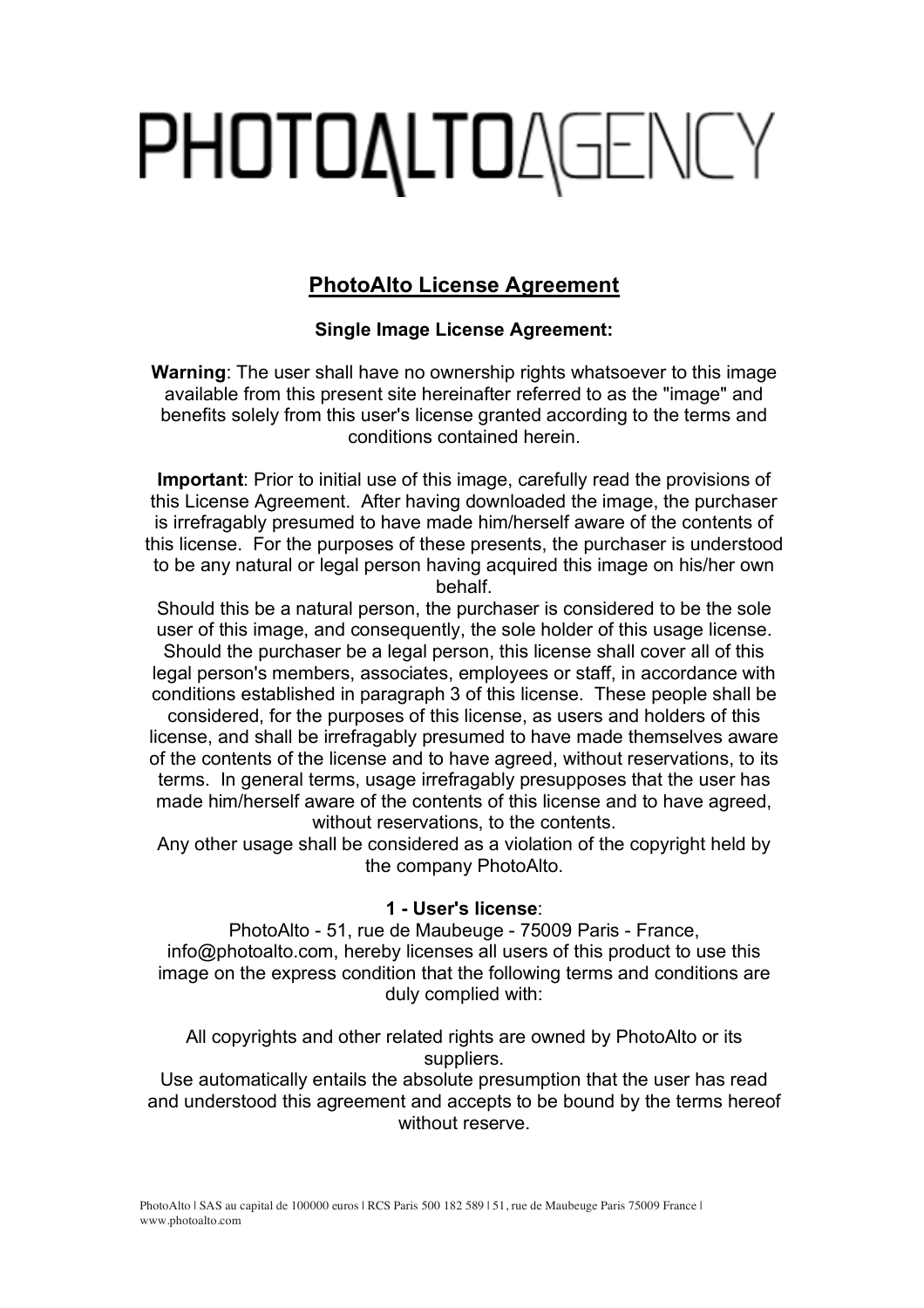# PHOTOALTOAGENCY

## PhotoAlto License Agreement

**Single Image License Agreement:**

**Warning**: The user shall have no ownership rights whatsoever to this image available from this present site hereinafter referred to as the "image" and benefits solely from this user's license granted according to the terms and conditions contained herein.

**Important**: Prior to initial use of this image, carefully read the provisions of this License Agreement. After having downloaded the image, the purchaser is irrefragably presumed to have made him/herself aware of the contents of this license. For the purposes of these presents, the purchaser is understood to be any natural or legal person having acquired this image on his/her own behalf.
Should this be a natural person, the purchaser is considered to be the sole user of this image, and consequently, the sole holder of this usage license. Should the purchaser be a legal person, this license shall cover all of this legal person's members, associates, employees or staff, in accordance with conditions established in paragraph 3 of this license. These people shall be considered, for the purposes of this license, as users and holders of this license, and shall be irrefragably presumed to have made themselves aware of the contents of the license and to have agreed, without reservations, to its terms. In general terms, usage irrefragably presupposes that the user has made him/herself aware of the contents of this license and to have agreed, without reservations, to the contents.
Any other usage shall be considered as a violation of the copyright held by the company PhotoAlto.

**1 - User's license**:
PhotoAlto - 51, rue de Maubeuge - 75009 Paris - France, info@photoalto.com, hereby licenses all users of this product to use this image on the express condition that the following terms and conditions are duly complied with:

All copyrights and other related rights are owned by PhotoAlto or its suppliers.
Use automatically entails the absolute presumption that the user has read and understood this agreement and accepts to be bound by the terms hereof without reserve.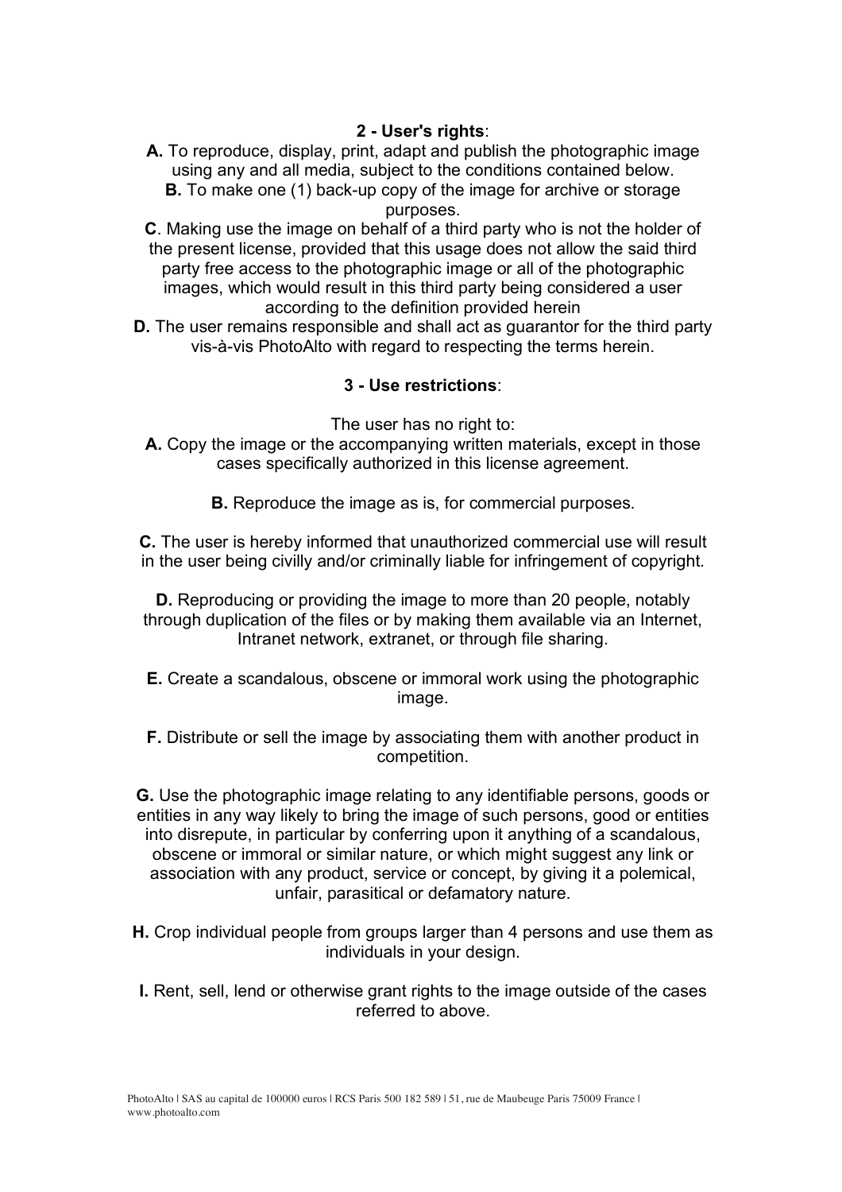## 2 - User's rights:

**A.** To reproduce, display, print, adapt and publish the photographic image using any and all media, subject to the conditions contained below.

**B.** To make one (1) back-up copy of the image for archive or storage purposes.

**C**. Making use the image on behalf of a third party who is not the holder of the present license, provided that this usage does not allow the said third party free access to the photographic image or all of the photographic images, which would result in this third party being considered a user according to the definition provided herein

**D.** The user remains responsible and shall act as guarantor for the third party vis-à-vis PhotoAlto with regard to respecting the terms herein.

## 3 - Use restrictions:

The user has no right to:

**A.** Copy the image or the accompanying written materials, except in those cases specifically authorized in this license agreement.

**B.** Reproduce the image as is, for commercial purposes.

**C.** The user is hereby informed that unauthorized commercial use will result in the user being civilly and/or criminally liable for infringement of copyright.

**D.** Reproducing or providing the image to more than 20 people, notably through duplication of the files or by making them available via an Internet, Intranet network, extranet, or through file sharing.

**E.** Create a scandalous, obscene or immoral work using the photographic image.

**F.** Distribute or sell the image by associating them with another product in competition.

**G.** Use the photographic image relating to any identifiable persons, goods or entities in any way likely to bring the image of such persons, good or entities into disrepute, in particular by conferring upon it anything of a scandalous, obscene or immoral or similar nature, or which might suggest any link or association with any product, service or concept, by giving it a polemical, unfair, parasitical or defamatory nature.

**H.** Crop individual people from groups larger than 4 persons and use them as individuals in your design.

**I.** Rent, sell, lend or otherwise grant rights to the image outside of the cases referred to above.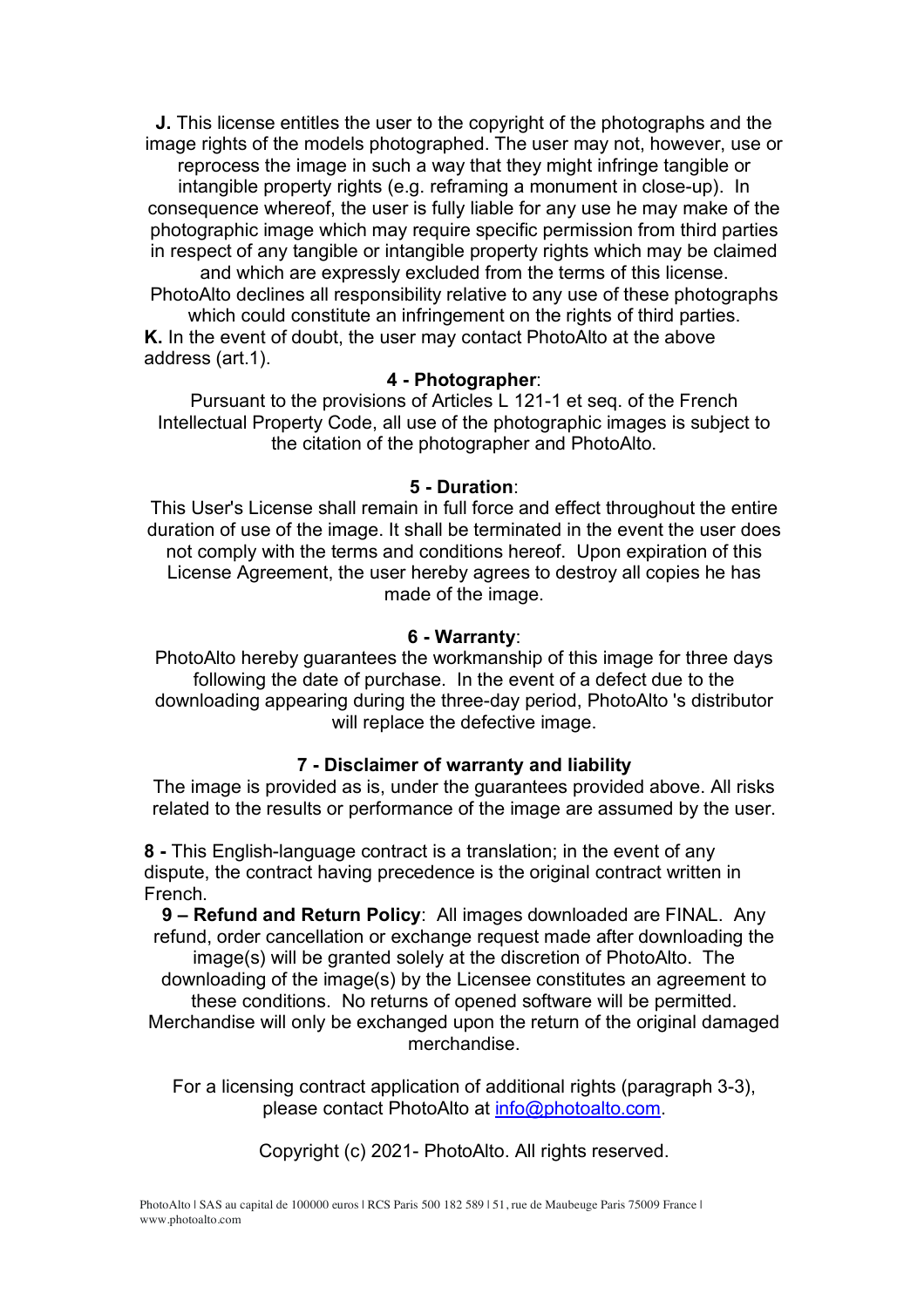**J.** This license entitles the user to the copyright of the photographs and the image rights of the models photographed. The user may not, however, use or reprocess the image in such a way that they might infringe tangible or intangible property rights (e.g. reframing a monument in close-up). In consequence whereof, the user is fully liable for any use he may make of the photographic image which may require specific permission from third parties in respect of any tangible or intangible property rights which may be claimed and which are expressly excluded from the terms of this license. PhotoAlto declines all responsibility relative to any use of these photographs which could constitute an infringement on the rights of third parties.

**K.** In the event of doubt, the user may contact PhotoAlto at the above address (art.1).

**4 - Photographer**:

Pursuant to the provisions of Articles L 121-1 et seq. of the French Intellectual Property Code, all use of the photographic images is subject to the citation of the photographer and PhotoAlto.

**5 - Duration**:

This User's License shall remain in full force and effect throughout the entire duration of use of the image. It shall be terminated in the event the user does not comply with the terms and conditions hereof. Upon expiration of this License Agreement, the user hereby agrees to destroy all copies he has made of the image.

**6 - Warranty**:

PhotoAlto hereby guarantees the workmanship of this image for three days following the date of purchase. In the event of a defect due to the downloading appearing during the three-day period, PhotoAlto 's distributor will replace the defective image.

**7 - Disclaimer of warranty and liability**

The image is provided as is, under the guarantees provided above. All risks related to the results or performance of the image are assumed by the user.

**8 -** This English-language contract is a translation; in the event of any dispute, the contract having precedence is the original contract written in French.

**9 – Refund and Return Policy**: All images downloaded are FINAL. Any refund, order cancellation or exchange request made after downloading the image(s) will be granted solely at the discretion of PhotoAlto. The downloading of the image(s) by the Licensee constitutes an agreement to these conditions. No returns of opened software will be permitted. Merchandise will only be exchanged upon the return of the original damaged merchandise.

For a licensing contract application of additional rights (paragraph 3-3), please contact PhotoAlto at info@photoalto.com.

Copyright (c) 2021- PhotoAlto. All rights reserved.

PhotoAlto | SAS au capital de 100000 euros | RCS Paris 500 182 589 | 51, rue de Maubeuge Paris 75009 France | www.photoalto.com